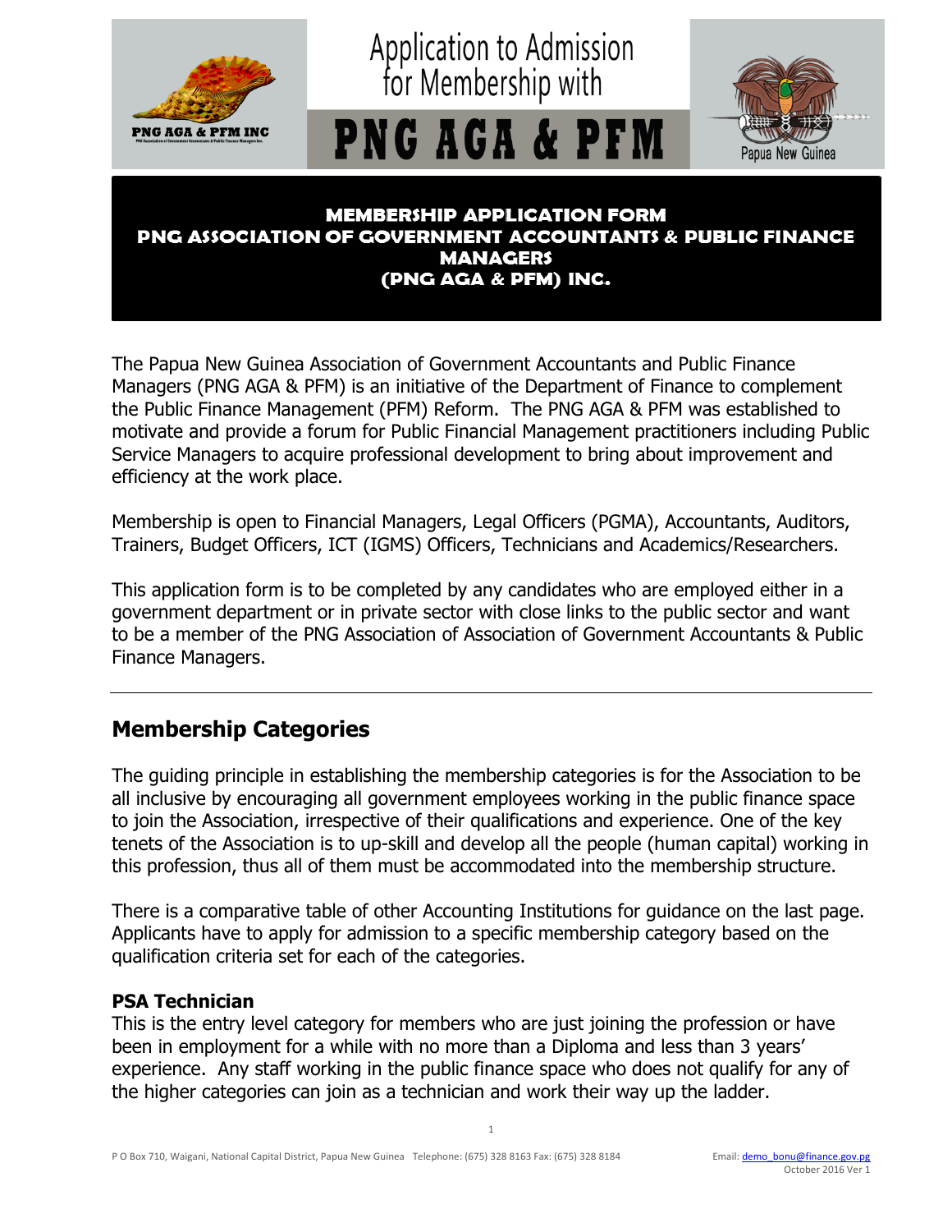# Application to Admission for Membership with PNG AGA & PFM

PNG AGA & PFM INC

Papua New Guinea

**MEMBERSHIP APPLICATION FORM**
**PNG ASSOCIATION OF GOVERNMENT ACCOUNTANTS & PUBLIC FINANCE MANAGERS**
**(PNG AGA & PFM) INC.**

The Papua New Guinea Association of Government Accountants and Public Finance Managers (PNG AGA & PFM) is an initiative of the Department of Finance to complement the Public Finance Management (PFM) Reform. The PNG AGA & PFM was established to motivate and provide a forum for Public Financial Management practitioners including Public Service Managers to acquire professional development to bring about improvement and efficiency at the work place.

Membership is open to Financial Managers, Legal Officers (PGMA), Accountants, Auditors, Trainers, Budget Officers, ICT (IGMS) Officers, Technicians and Academics/Researchers.

This application form is to be completed by any candidates who are employed either in a government department or in private sector with close links to the public sector and want to be a member of the PNG Association of Association of Government Accountants & Public Finance Managers.

---

## Membership Categories

The guiding principle in establishing the membership categories is for the Association to be all inclusive by encouraging all government employees working in the public finance space to join the Association, irrespective of their qualifications and experience. One of the key tenets of the Association is to up-skill and develop all the people (human capital) working in this profession, thus all of them must be accommodated into the membership structure.

There is a comparative table of other Accounting Institutions for guidance on the last page. Applicants have to apply for admission to a specific membership category based on the qualification criteria set for each of the categories.

### PSA Technician

This is the entry level category for members who are just joining the profession or have been in employment for a while with no more than a Diploma and less than 3 years' experience. Any staff working in the public finance space who does not qualify for any of the higher categories can join as a technician and work their way up the ladder.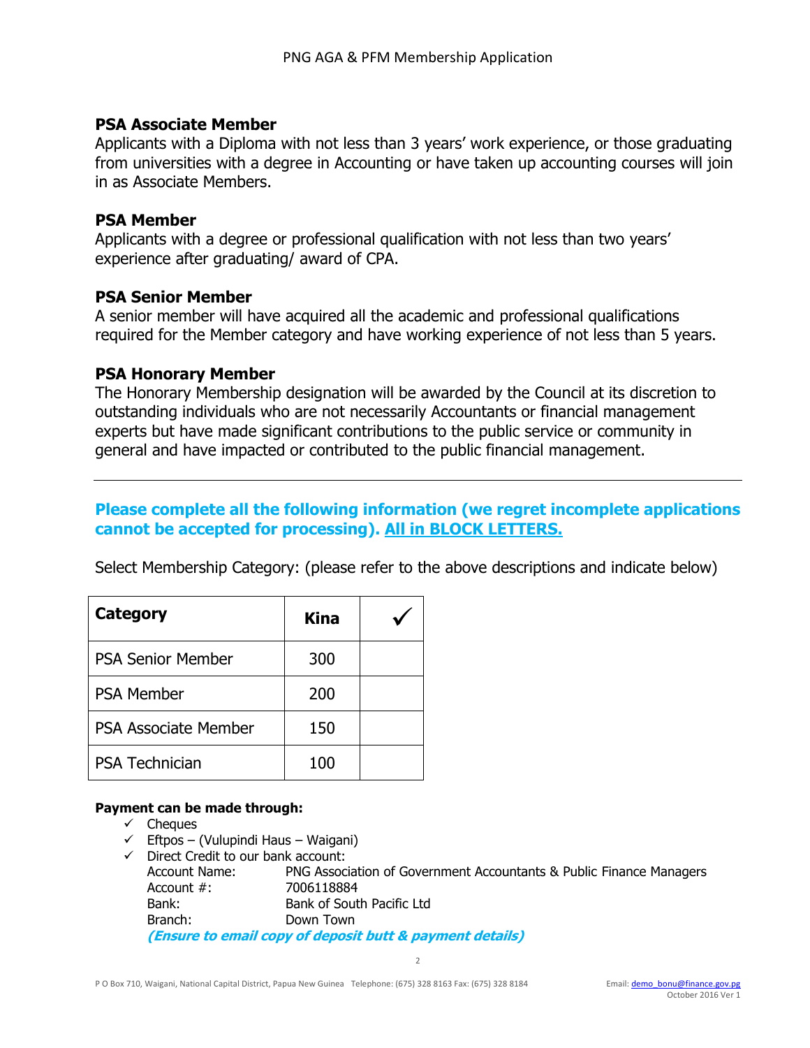### PSA Associate Member

Applicants with a Diploma with not less than 3 years' work experience, or those graduating from universities with a degree in Accounting or have taken up accounting courses will join in as Associate Members.

### PSA Member

Applicants with a degree or professional qualification with not less than two years' experience after graduating/ award of CPA.

### PSA Senior Member

A senior member will have acquired all the academic and professional qualifications required for the Member category and have working experience of not less than 5 years.

### PSA Honorary Member

The Honorary Membership designation will be awarded by the Council at its discretion to outstanding individuals who are not necessarily Accountants or financial management experts but have made significant contributions to the public service or community in general and have impacted or contributed to the public financial management.

---

**Please complete all the following information (we regret incomplete applications cannot be accepted for processing). All in BLOCK LETTERS.**

Select Membership Category: (please refer to the above descriptions and indicate below)

| Category | Kina | ✓ |
|---|---|---|
| PSA Senior Member | 300 | |
| PSA Member | 200 | |
| PSA Associate Member | 150 | |
| PSA Technician | 100 | |

**Payment can be made through:**

- ✓ Cheques
- ✓ Eftpos – (Vulupindi Haus – Waigani)
- ✓ Direct Credit to our bank account:

  Account Name: PNG Association of Government Accountants & Public Finance Managers
  Account #: 7006118884
  Bank: Bank of South Pacific Ltd
  Branch: Down Town

  ***(Ensure to email copy of deposit butt & payment details)***

P O Box 710, Waigani, National Capital District, Papua New Guinea Telephone: (675) 328 8163 Fax: (675) 328 8184 Email: demo_bonu@finance.gov.pg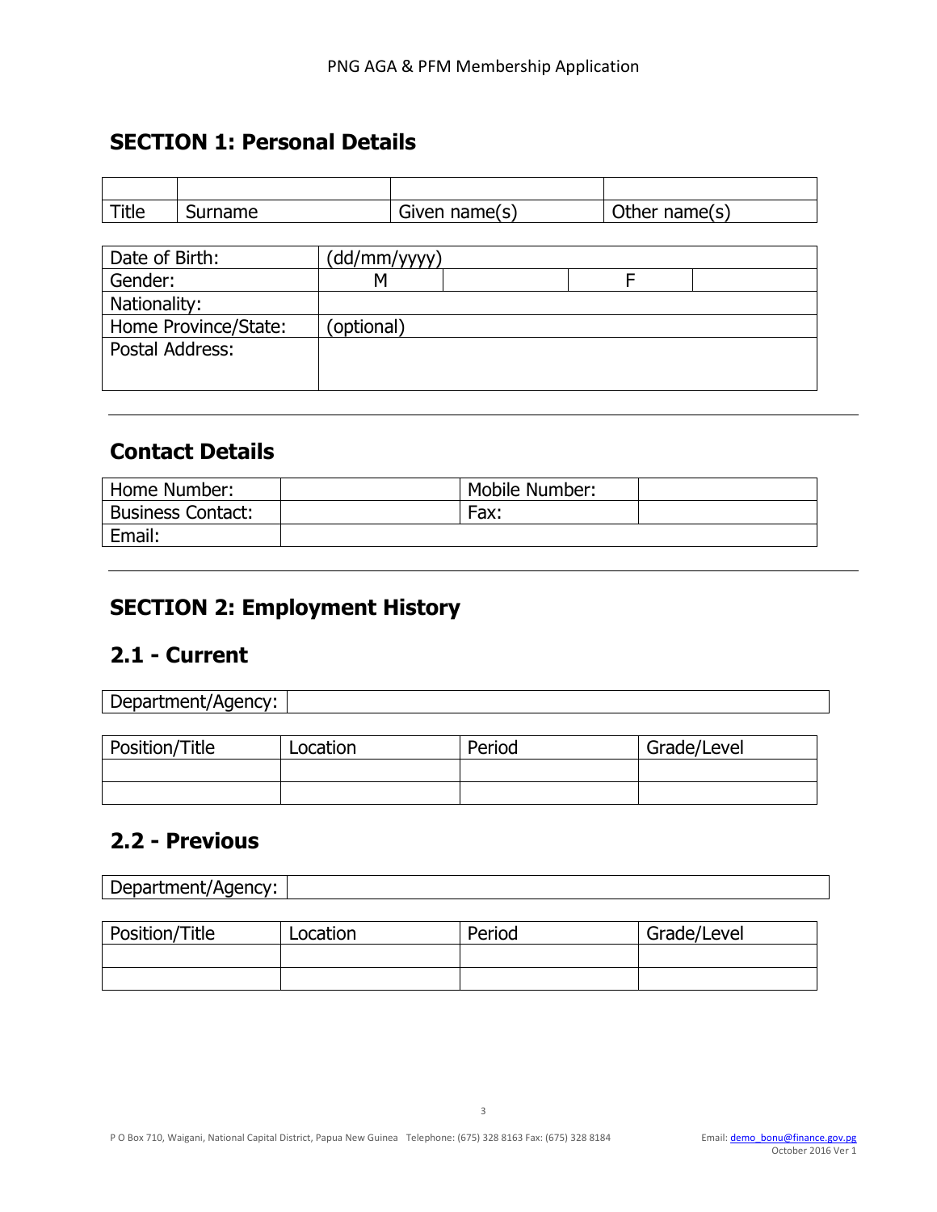## SECTION 1: Personal Details

| | | | |
|---|---|---|---|
| | | | |
| Title | Surname | Given name(s) | Other name(s) |

| | | | | |
|---|---|---|---|---|
| Date of Birth: | (dd/mm/yyyy) | | | |
| Gender: | M | | F | |
| Nationality: | | | | |
| Home Province/State: | (optional) | | | |
| Postal Address: | | | | |

---

## Contact Details

| | | | |
|---|---|---|---|
| Home Number: | | Mobile Number: | |
| Business Contact: | | Fax: | |
| Email: | | | |

---

## SECTION 2: Employment History

### 2.1 - Current

| | |
|---|---|
| Department/Agency: | |

| Position/Title | Location | Period | Grade/Level |
|---|---|---|---|
| | | | |
| | | | |

### 2.2 - Previous

| | |
|---|---|
| Department/Agency: | |

| Position/Title | Location | Period | Grade/Level |
|---|---|---|---|
| | | | |
| | | | |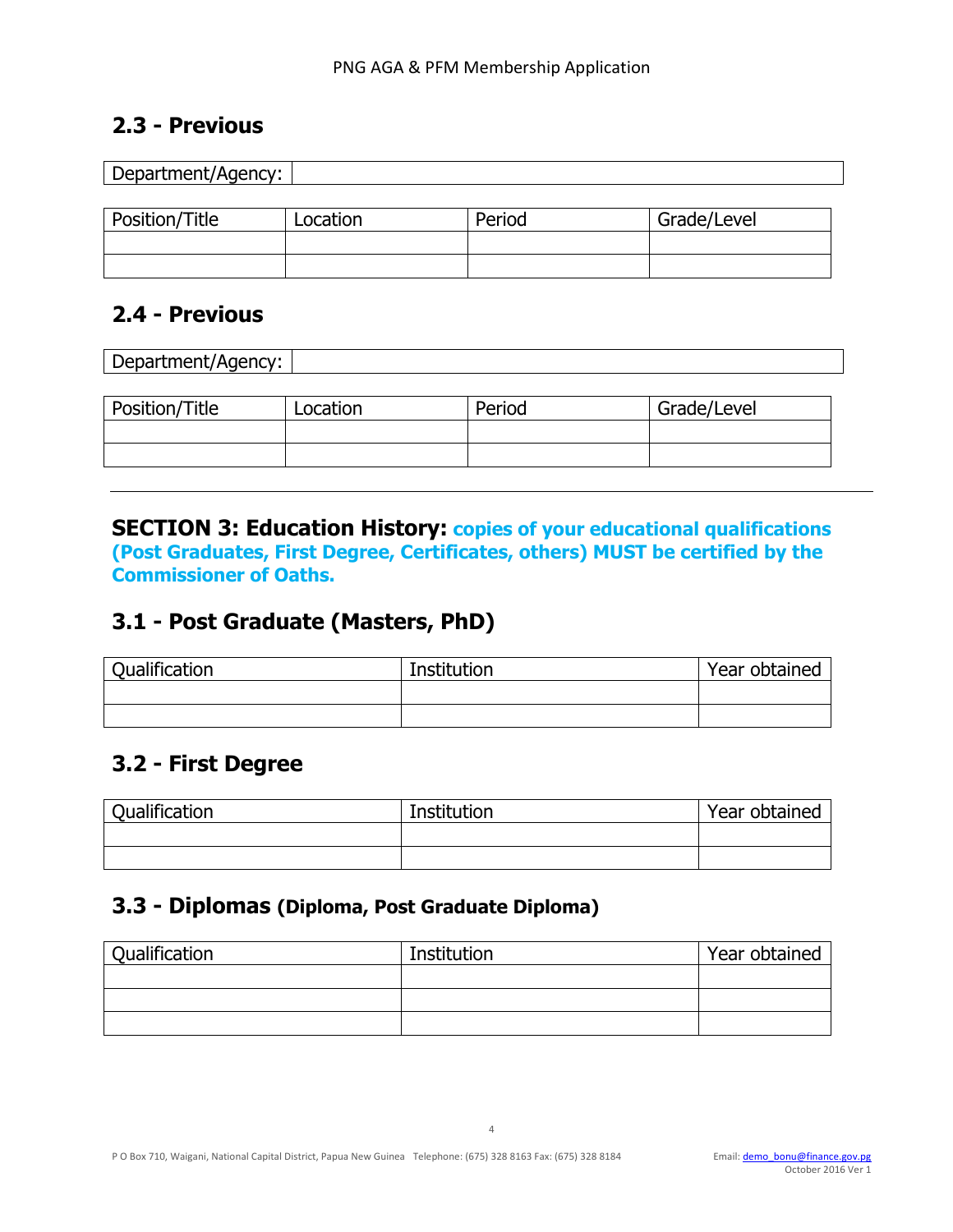## 2.3 - Previous

| Department/Agency: | |
|---|---|

| Position/Title | Location | Period | Grade/Level |
|---|---|---|---|
| | | | |
| | | | |

## 2.4 - Previous

| Department/Agency: | |
|---|---|

| Position/Title | Location | Period | Grade/Level |
|---|---|---|---|
| | | | |
| | | | |

---

## SECTION 3: Education History: **copies of your educational qualifications (Post Graduates, First Degree, Certificates, others) MUST be certified by the Commissioner of Oaths.**

## 3.1 - Post Graduate (Masters, PhD)

| Qualification | Institution | Year obtained |
|---|---|---|
| | | |
| | | |

## 3.2 - First Degree

| Qualification | Institution | Year obtained |
|---|---|---|
| | | |
| | | |

## 3.3 - Diplomas (Diploma, Post Graduate Diploma)

| Qualification | Institution | Year obtained |
|---|---|---|
| | | |
| | | |
| | | |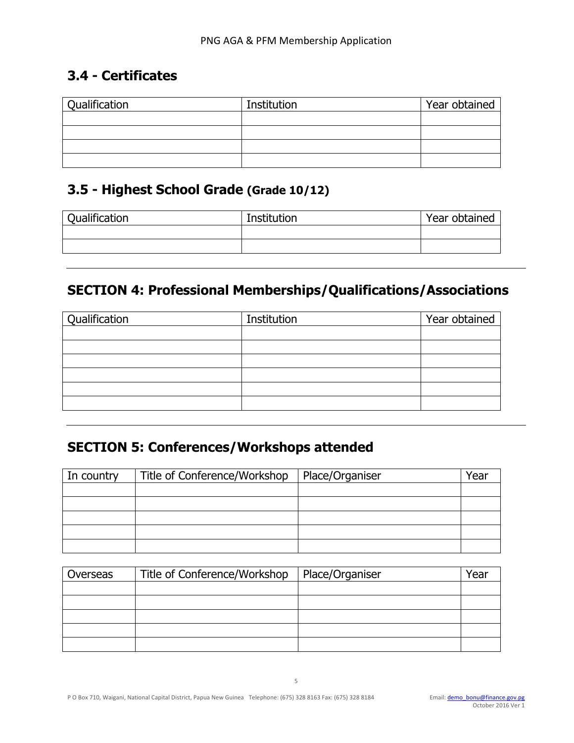## 3.4 - Certificates

| Qualification | Institution | Year obtained |
|---|---|---|
| | | |
| | | |
| | | |
| | | |

## 3.5 - Highest School Grade (Grade 10/12)

| Qualification | Institution | Year obtained |
|---|---|---|
| | | |
| | | |

---

## SECTION 4: Professional Memberships/Qualifications/Associations

| Qualification | Institution | Year obtained |
|---|---|---|
| | | |
| | | |
| | | |
| | | |
| | | |
| | | |

---

## SECTION 5: Conferences/Workshops attended

| In country | Title of Conference/Workshop | Place/Organiser | Year |
|---|---|---|---|
| | | | |
| | | | |
| | | | |
| | | | |
| | | | |

| Overseas | Title of Conference/Workshop | Place/Organiser | Year |
|---|---|---|---|
| | | | |
| | | | |
| | | | |
| | | | |
| | | | |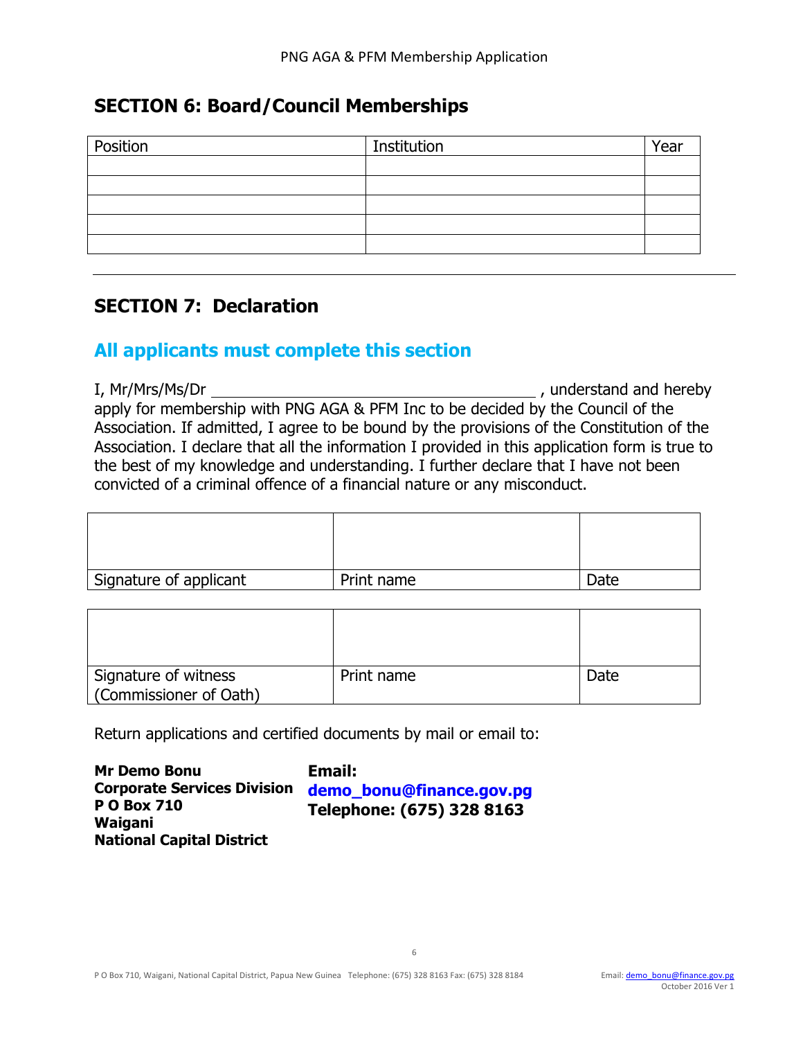## SECTION 6: Board/Council Memberships

| Position | Institution | Year |
|---|---|---|
| | | |
| | | |
| | | |
| | | |
| | | |

---

## SECTION 7: Declaration

## All applicants must complete this section

I, Mr/Mrs/Ms/Dr ________________________________________ , understand and hereby apply for membership with PNG AGA & PFM Inc to be decided by the Council of the Association. If admitted, I agree to be bound by the provisions of the Constitution of the Association. I declare that all the information I provided in this application form is true to the best of my knowledge and understanding. I further declare that I have not been convicted of a criminal offence of a financial nature or any misconduct.

| | | |
|---|---|---|
| | | |
| Signature of applicant | Print name | Date |

| | | |
|---|---|---|
| | | |
| Signature of witness (Commissioner of Oath) | Print name | Date |

Return applications and certified documents by mail or email to:

**Mr Demo Bonu**
**Corporate Services Division**
**P O Box 710**
**Waigani**
**National Capital District**

**Email:**
**demo_bonu@finance.gov.pg**
**Telephone: (675) 328 8163**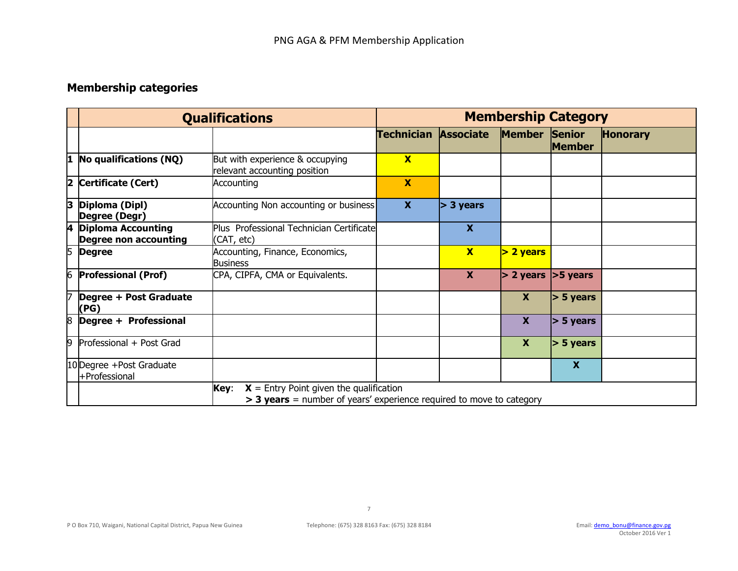## Membership categories

| | Qualifications | | Membership Category | | | | |
|---|---|---|---|---|---|---|---|
| | | | **Technician** | **Associate** | **Member** | **Senior Member** | **Honorary** |
| **1** | **No qualifications (NQ)** | But with experience & occupying relevant accounting position | **X** | | | | |
| **2** | **Certificate (Cert)** | Accounting | **X** | | | | |
| **3** | **Diploma (Dipl) Degree (Degr)** | Accounting Non accounting or business | **X** | **> 3 years** | | | |
| **4** | **Diploma Accounting Degree non accounting** | Plus Professional Technician Certificate (CAT, etc) | | **X** | | | |
| 5 | **Degree** | Accounting, Finance, Economics, Business | | **X** | **> 2 years** | | |
| 6 | **Professional (Prof)** | CPA, CIPFA, CMA or Equivalents. | | **X** | **> 2 years** | **>5 years** | |
| 7 | **Degree + Post Graduate (PG)** | | | | **X** | **> 5 years** | |
| 8 | **Degree + Professional** | | | | **X** | **> 5 years** | |
| 9 | Professional + Post Grad | | | | **X** | **> 5 years** | |
| 10 | Degree +Post Graduate +Professional | | | | | **X** | |
| | | **Key**: **X** = Entry Point given the qualification<br>**> 3 years** = number of years' experience required to move to category | | | | | |